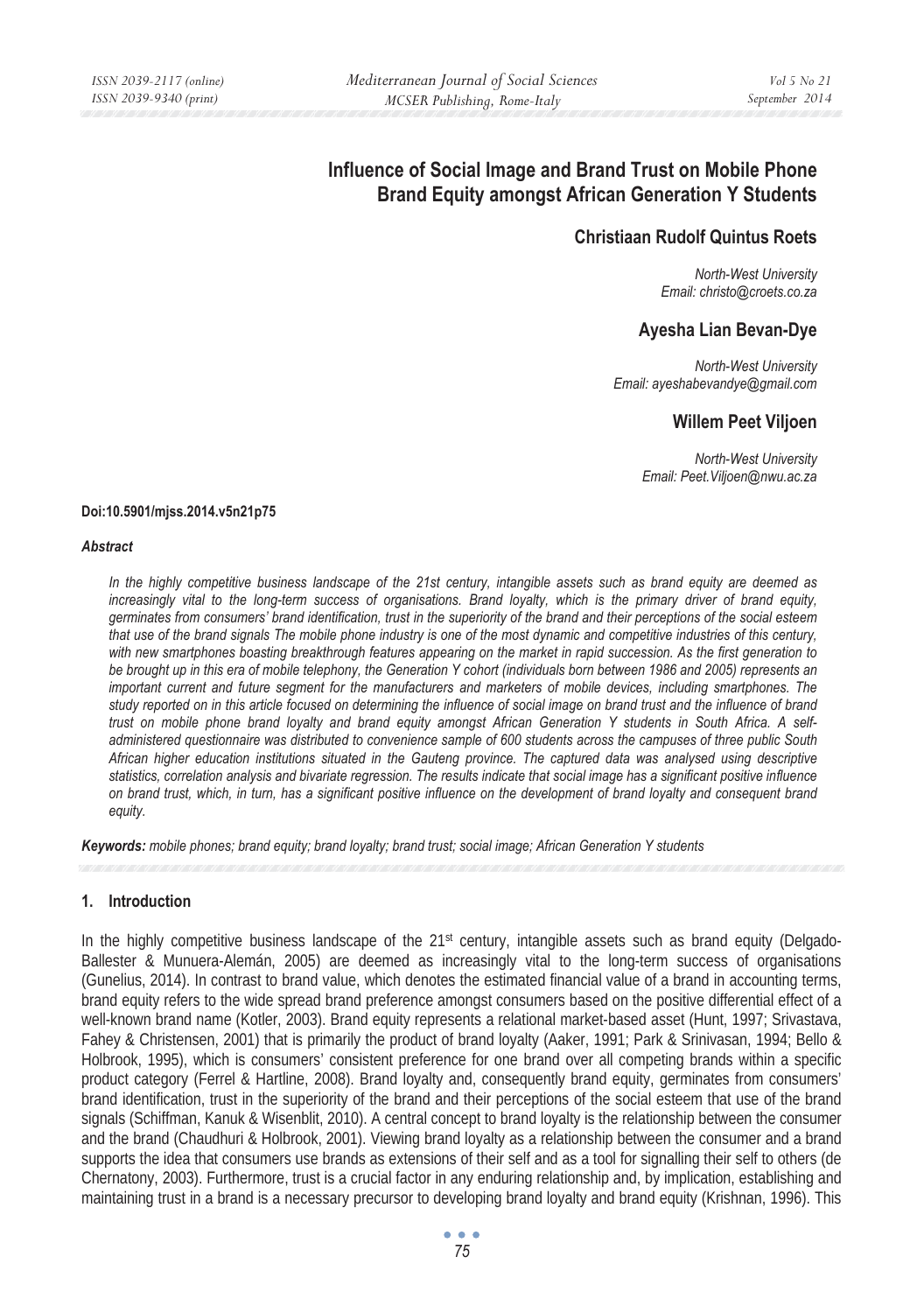# Influence of Social Image and Brand Trust on Mobile Phone Brand Equity amongst African Generation Y Students

## Christiaan Rudolf Quintus Roets

*North-West University*
*Email: christo@croets.co.za*

## Ayesha Lian Bevan-Dye

*North-West University*
*Email: ayeshabevandye@gmail.com*

## Willem Peet Viljoen

*North-West University*
*Email: Peet.Viljoen@nwu.ac.za*

**Doi:10.5901/mjss.2014.v5n21p75**

***Abstract***

*In the highly competitive business landscape of the 21st century, intangible assets such as brand equity are deemed as increasingly vital to the long-term success of organisations. Brand loyalty, which is the primary driver of brand equity, germinates from consumers' brand identification, trust in the superiority of the brand and their perceptions of the social esteem that use of the brand signals The mobile phone industry is one of the most dynamic and competitive industries of this century, with new smartphones boasting breakthrough features appearing on the market in rapid succession. As the first generation to be brought up in this era of mobile telephony, the Generation Y cohort (individuals born between 1986 and 2005) represents an important current and future segment for the manufacturers and marketers of mobile devices, including smartphones. The study reported on in this article focused on determining the influence of social image on brand trust and the influence of brand trust on mobile phone brand loyalty and brand equity amongst African Generation Y students in South Africa. A self-administered questionnaire was distributed to convenience sample of 600 students across the campuses of three public South African higher education institutions situated in the Gauteng province. The captured data was analysed using descriptive statistics, correlation analysis and bivariate regression. The results indicate that social image has a significant positive influence on brand trust, which, in turn, has a significant positive influence on the development of brand loyalty and consequent brand equity.*

***Keywords:*** *mobile phones; brand equity; brand loyalty; brand trust; social image; African Generation Y students*

## 1. Introduction

In the highly competitive business landscape of the 21st century, intangible assets such as brand equity (Delgado-Ballester & Munuera-Alemán, 2005) are deemed as increasingly vital to the long-term success of organisations (Gunelius, 2014). In contrast to brand value, which denotes the estimated financial value of a brand in accounting terms, brand equity refers to the wide spread brand preference amongst consumers based on the positive differential effect of a well-known brand name (Kotler, 2003). Brand equity represents a relational market-based asset (Hunt, 1997; Srivastava, Fahey & Christensen, 2001) that is primarily the product of brand loyalty (Aaker, 1991; Park & Srinivasan, 1994; Bello & Holbrook, 1995), which is consumers' consistent preference for one brand over all competing brands within a specific product category (Ferrel & Hartline, 2008). Brand loyalty and, consequently brand equity, germinates from consumers' brand identification, trust in the superiority of the brand and their perceptions of the social esteem that use of the brand signals (Schiffman, Kanuk & Wisenblit, 2010). A central concept to brand loyalty is the relationship between the consumer and the brand (Chaudhuri & Holbrook, 2001). Viewing brand loyalty as a relationship between the consumer and a brand supports the idea that consumers use brands as extensions of their self and as a tool for signalling their self to others (de Chernatony, 2003). Furthermore, trust is a crucial factor in any enduring relationship and, by implication, establishing and maintaining trust in a brand is a necessary precursor to developing brand loyalty and brand equity (Krishnan, 1996). This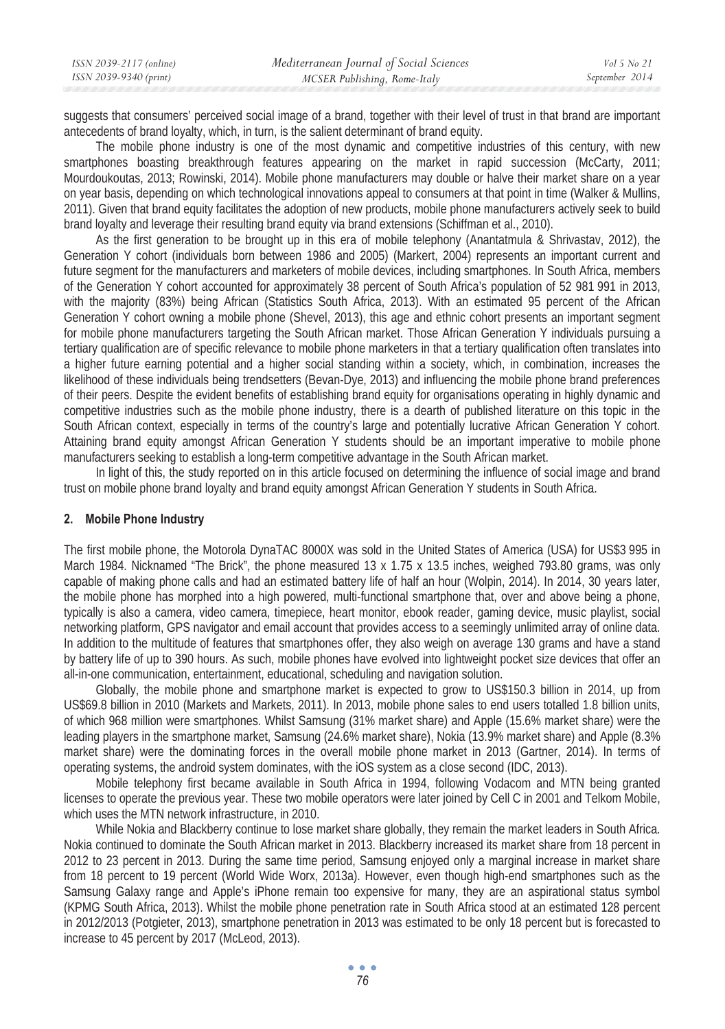suggests that consumers' perceived social image of a brand, together with their level of trust in that brand are important antecedents of brand loyalty, which, in turn, is the salient determinant of brand equity.

The mobile phone industry is one of the most dynamic and competitive industries of this century, with new smartphones boasting breakthrough features appearing on the market in rapid succession (McCarty, 2011; Mourdoukoutas, 2013; Rowinski, 2014). Mobile phone manufacturers may double or halve their market share on a year on year basis, depending on which technological innovations appeal to consumers at that point in time (Walker & Mullins, 2011). Given that brand equity facilitates the adoption of new products, mobile phone manufacturers actively seek to build brand loyalty and leverage their resulting brand equity via brand extensions (Schiffman et al., 2010).

As the first generation to be brought up in this era of mobile telephony (Anantatmula & Shrivastav, 2012), the Generation Y cohort (individuals born between 1986 and 2005) (Markert, 2004) represents an important current and future segment for the manufacturers and marketers of mobile devices, including smartphones. In South Africa, members of the Generation Y cohort accounted for approximately 38 percent of South Africa's population of 52 981 991 in 2013, with the majority (83%) being African (Statistics South Africa, 2013). With an estimated 95 percent of the African Generation Y cohort owning a mobile phone (Shevel, 2013), this age and ethnic cohort presents an important segment for mobile phone manufacturers targeting the South African market. Those African Generation Y individuals pursuing a tertiary qualification are of specific relevance to mobile phone marketers in that a tertiary qualification often translates into a higher future earning potential and a higher social standing within a society, which, in combination, increases the likelihood of these individuals being trendsetters (Bevan-Dye, 2013) and influencing the mobile phone brand preferences of their peers. Despite the evident benefits of establishing brand equity for organisations operating in highly dynamic and competitive industries such as the mobile phone industry, there is a dearth of published literature on this topic in the South African context, especially in terms of the country's large and potentially lucrative African Generation Y cohort. Attaining brand equity amongst African Generation Y students should be an important imperative to mobile phone manufacturers seeking to establish a long-term competitive advantage in the South African market.

In light of this, the study reported on in this article focused on determining the influence of social image and brand trust on mobile phone brand loyalty and brand equity amongst African Generation Y students in South Africa.

## 2. Mobile Phone Industry

The first mobile phone, the Motorola DynaTAC 8000X was sold in the United States of America (USA) for US$3 995 in March 1984. Nicknamed "The Brick", the phone measured 13 x 1.75 x 13.5 inches, weighed 793.80 grams, was only capable of making phone calls and had an estimated battery life of half an hour (Wolpin, 2014). In 2014, 30 years later, the mobile phone has morphed into a high powered, multi-functional smartphone that, over and above being a phone, typically is also a camera, video camera, timepiece, heart monitor, ebook reader, gaming device, music playlist, social networking platform, GPS navigator and email account that provides access to a seemingly unlimited array of online data. In addition to the multitude of features that smartphones offer, they also weigh on average 130 grams and have a stand by battery life of up to 390 hours. As such, mobile phones have evolved into lightweight pocket size devices that offer an all-in-one communication, entertainment, educational, scheduling and navigation solution.

Globally, the mobile phone and smartphone market is expected to grow to US$150.3 billion in 2014, up from US$69.8 billion in 2010 (Markets and Markets, 2011). In 2013, mobile phone sales to end users totalled 1.8 billion units, of which 968 million were smartphones. Whilst Samsung (31% market share) and Apple (15.6% market share) were the leading players in the smartphone market, Samsung (24.6% market share), Nokia (13.9% market share) and Apple (8.3% market share) were the dominating forces in the overall mobile phone market in 2013 (Gartner, 2014). In terms of operating systems, the android system dominates, with the iOS system as a close second (IDC, 2013).

Mobile telephony first became available in South Africa in 1994, following Vodacom and MTN being granted licenses to operate the previous year. These two mobile operators were later joined by Cell C in 2001 and Telkom Mobile, which uses the MTN network infrastructure, in 2010.

While Nokia and Blackberry continue to lose market share globally, they remain the market leaders in South Africa. Nokia continued to dominate the South African market in 2013. Blackberry increased its market share from 18 percent in 2012 to 23 percent in 2013. During the same time period, Samsung enjoyed only a marginal increase in market share from 18 percent to 19 percent (World Wide Worx, 2013a). However, even though high-end smartphones such as the Samsung Galaxy range and Apple's iPhone remain too expensive for many, they are an aspirational status symbol (KPMG South Africa, 2013). Whilst the mobile phone penetration rate in South Africa stood at an estimated 128 percent in 2012/2013 (Potgieter, 2013), smartphone penetration in 2013 was estimated to be only 18 percent but is forecasted to increase to 45 percent by 2017 (McLeod, 2013).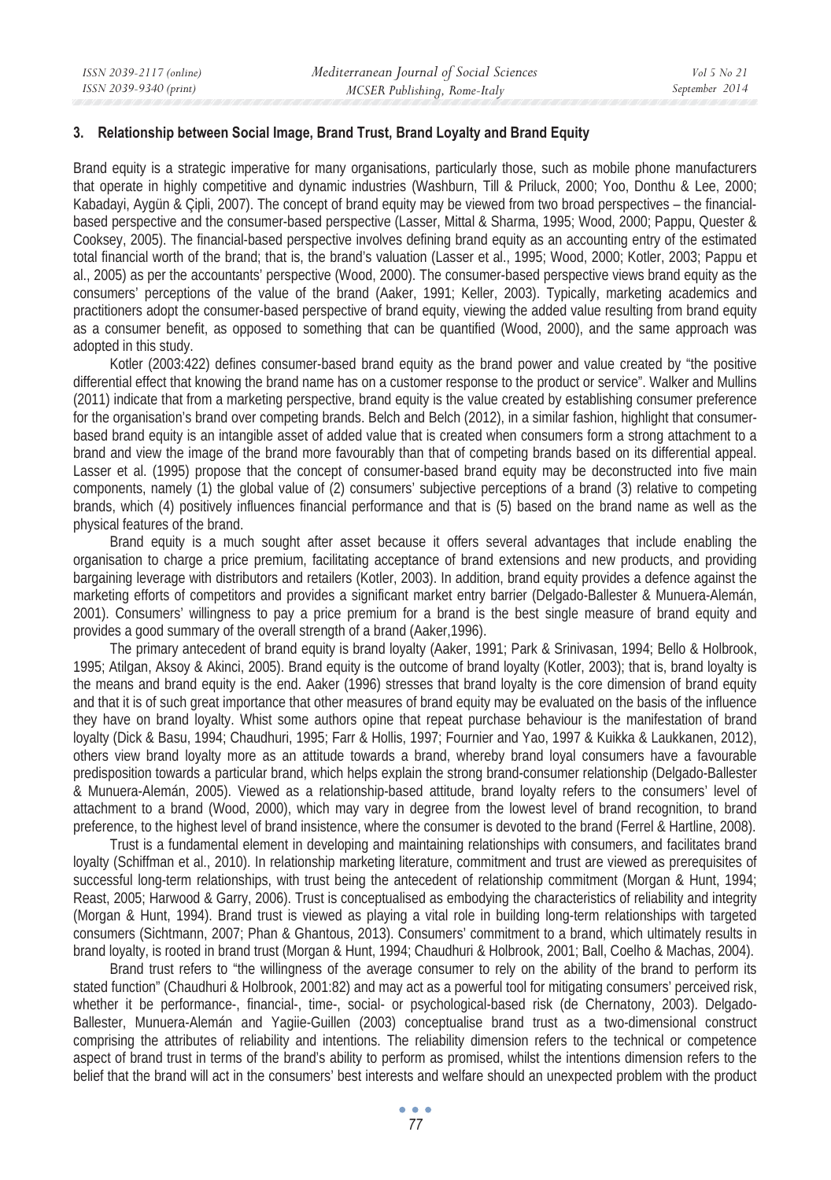## 3. Relationship between Social Image, Brand Trust, Brand Loyalty and Brand Equity

Brand equity is a strategic imperative for many organisations, particularly those, such as mobile phone manufacturers that operate in highly competitive and dynamic industries (Washburn, Till & Priluck, 2000; Yoo, Donthu & Lee, 2000; Kabadayi, Aygün & Çipli, 2007). The concept of brand equity may be viewed from two broad perspectives – the financial-based perspective and the consumer-based perspective (Lasser, Mittal & Sharma, 1995; Wood, 2000; Pappu, Quester & Cooksey, 2005). The financial-based perspective involves defining brand equity as an accounting entry of the estimated total financial worth of the brand; that is, the brand's valuation (Lasser et al., 1995; Wood, 2000; Kotler, 2003; Pappu et al., 2005) as per the accountants' perspective (Wood, 2000). The consumer-based perspective views brand equity as the consumers' perceptions of the value of the brand (Aaker, 1991; Keller, 2003). Typically, marketing academics and practitioners adopt the consumer-based perspective of brand equity, viewing the added value resulting from brand equity as a consumer benefit, as opposed to something that can be quantified (Wood, 2000), and the same approach was adopted in this study.

Kotler (2003:422) defines consumer-based brand equity as the brand power and value created by "the positive differential effect that knowing the brand name has on a customer response to the product or service". Walker and Mullins (2011) indicate that from a marketing perspective, brand equity is the value created by establishing consumer preference for the organisation's brand over competing brands. Belch and Belch (2012), in a similar fashion, highlight that consumer-based brand equity is an intangible asset of added value that is created when consumers form a strong attachment to a brand and view the image of the brand more favourably than that of competing brands based on its differential appeal. Lasser et al. (1995) propose that the concept of consumer-based brand equity may be deconstructed into five main components, namely (1) the global value of (2) consumers' subjective perceptions of a brand (3) relative to competing brands, which (4) positively influences financial performance and that is (5) based on the brand name as well as the physical features of the brand.

Brand equity is a much sought after asset because it offers several advantages that include enabling the organisation to charge a price premium, facilitating acceptance of brand extensions and new products, and providing bargaining leverage with distributors and retailers (Kotler, 2003). In addition, brand equity provides a defence against the marketing efforts of competitors and provides a significant market entry barrier (Delgado-Ballester & Munuera-Alemán, 2001). Consumers' willingness to pay a price premium for a brand is the best single measure of brand equity and provides a good summary of the overall strength of a brand (Aaker,1996).

The primary antecedent of brand equity is brand loyalty (Aaker, 1991; Park & Srinivasan, 1994; Bello & Holbrook, 1995; Atilgan, Aksoy & Akinci, 2005). Brand equity is the outcome of brand loyalty (Kotler, 2003); that is, brand loyalty is the means and brand equity is the end. Aaker (1996) stresses that brand loyalty is the core dimension of brand equity and that it is of such great importance that other measures of brand equity may be evaluated on the basis of the influence they have on brand loyalty. Whist some authors opine that repeat purchase behaviour is the manifestation of brand loyalty (Dick & Basu, 1994; Chaudhuri, 1995; Farr & Hollis, 1997; Fournier and Yao, 1997 & Kuikka & Laukkanen, 2012), others view brand loyalty more as an attitude towards a brand, whereby brand loyal consumers have a favourable predisposition towards a particular brand, which helps explain the strong brand-consumer relationship (Delgado-Ballester & Munuera-Alemán, 2005). Viewed as a relationship-based attitude, brand loyalty refers to the consumers' level of attachment to a brand (Wood, 2000), which may vary in degree from the lowest level of brand recognition, to brand preference, to the highest level of brand insistence, where the consumer is devoted to the brand (Ferrel & Hartline, 2008).

Trust is a fundamental element in developing and maintaining relationships with consumers, and facilitates brand loyalty (Schiffman et al., 2010). In relationship marketing literature, commitment and trust are viewed as prerequisites of successful long-term relationships, with trust being the antecedent of relationship commitment (Morgan & Hunt, 1994; Reast, 2005; Harwood & Garry, 2006). Trust is conceptualised as embodying the characteristics of reliability and integrity (Morgan & Hunt, 1994). Brand trust is viewed as playing a vital role in building long-term relationships with targeted consumers (Sichtmann, 2007; Phan & Ghantous, 2013). Consumers' commitment to a brand, which ultimately results in brand loyalty, is rooted in brand trust (Morgan & Hunt, 1994; Chaudhuri & Holbrook, 2001; Ball, Coelho & Machas, 2004).

Brand trust refers to "the willingness of the average consumer to rely on the ability of the brand to perform its stated function" (Chaudhuri & Holbrook, 2001:82) and may act as a powerful tool for mitigating consumers' perceived risk, whether it be performance-, financial-, time-, social- or psychological-based risk (de Chernatony, 2003). Delgado-Ballester, Munuera-Alemán and Yagiie-Guillen (2003) conceptualise brand trust as a two-dimensional construct comprising the attributes of reliability and intentions. The reliability dimension refers to the technical or competence aspect of brand trust in terms of the brand's ability to perform as promised, whilst the intentions dimension refers to the belief that the brand will act in the consumers' best interests and welfare should an unexpected problem with the product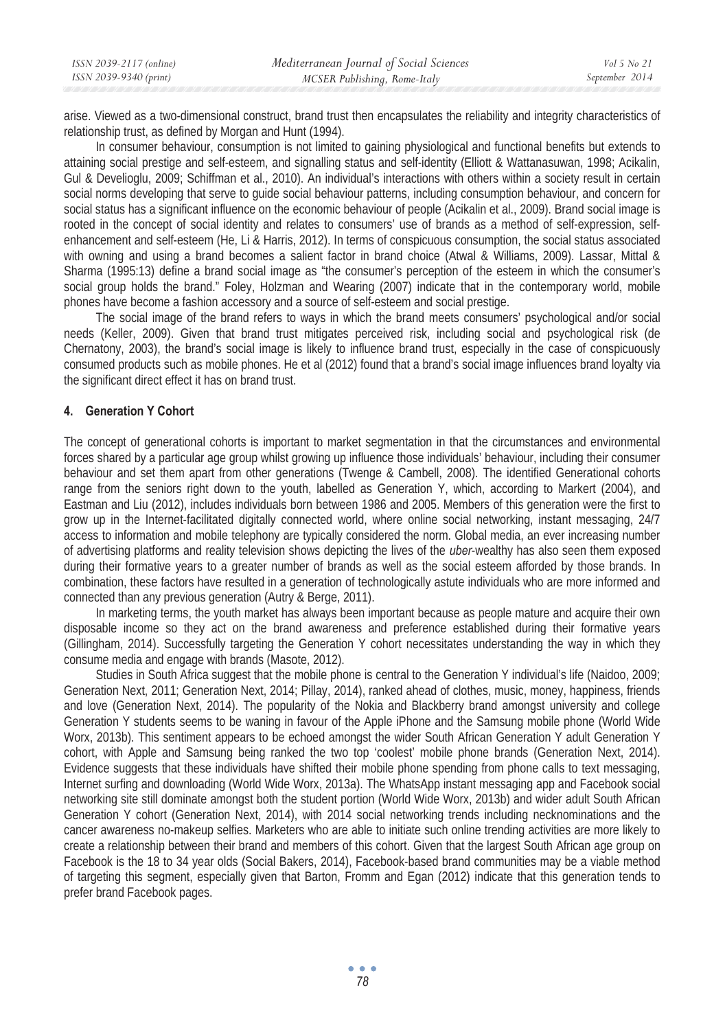arise. Viewed as a two-dimensional construct, brand trust then encapsulates the reliability and integrity characteristics of relationship trust, as defined by Morgan and Hunt (1994).

In consumer behaviour, consumption is not limited to gaining physiological and functional benefits but extends to attaining social prestige and self-esteem, and signalling status and self-identity (Elliott & Wattanasuwan, 1998; Acikalin, Gul & Develioglu, 2009; Schiffman et al., 2010). An individual's interactions with others within a society result in certain social norms developing that serve to guide social behaviour patterns, including consumption behaviour, and concern for social status has a significant influence on the economic behaviour of people (Acikalin et al., 2009). Brand social image is rooted in the concept of social identity and relates to consumers' use of brands as a method of self-expression, self-enhancement and self-esteem (He, Li & Harris, 2012). In terms of conspicuous consumption, the social status associated with owning and using a brand becomes a salient factor in brand choice (Atwal & Williams, 2009). Lassar, Mittal & Sharma (1995:13) define a brand social image as "the consumer's perception of the esteem in which the consumer's social group holds the brand." Foley, Holzman and Wearing (2007) indicate that in the contemporary world, mobile phones have become a fashion accessory and a source of self-esteem and social prestige.

The social image of the brand refers to ways in which the brand meets consumers' psychological and/or social needs (Keller, 2009). Given that brand trust mitigates perceived risk, including social and psychological risk (de Chernatony, 2003), the brand's social image is likely to influence brand trust, especially in the case of conspicuously consumed products such as mobile phones. He et al (2012) found that a brand's social image influences brand loyalty via the significant direct effect it has on brand trust.

## 4. Generation Y Cohort

The concept of generational cohorts is important to market segmentation in that the circumstances and environmental forces shared by a particular age group whilst growing up influence those individuals' behaviour, including their consumer behaviour and set them apart from other generations (Twenge & Cambell, 2008). The identified Generational cohorts range from the seniors right down to the youth, labelled as Generation Y, which, according to Markert (2004), and Eastman and Liu (2012), includes individuals born between 1986 and 2005. Members of this generation were the first to grow up in the Internet-facilitated digitally connected world, where online social networking, instant messaging, 24/7 access to information and mobile telephony are typically considered the norm. Global media, an ever increasing number of advertising platforms and reality television shows depicting the lives of the *uber*-wealthy has also seen them exposed during their formative years to a greater number of brands as well as the social esteem afforded by those brands. In combination, these factors have resulted in a generation of technologically astute individuals who are more informed and connected than any previous generation (Autry & Berge, 2011).

In marketing terms, the youth market has always been important because as people mature and acquire their own disposable income so they act on the brand awareness and preference established during their formative years (Gillingham, 2014). Successfully targeting the Generation Y cohort necessitates understanding the way in which they consume media and engage with brands (Masote, 2012).

Studies in South Africa suggest that the mobile phone is central to the Generation Y individual's life (Naidoo, 2009; Generation Next, 2011; Generation Next, 2014; Pillay, 2014), ranked ahead of clothes, music, money, happiness, friends and love (Generation Next, 2014). The popularity of the Nokia and Blackberry brand amongst university and college Generation Y students seems to be waning in favour of the Apple iPhone and the Samsung mobile phone (World Wide Worx, 2013b). This sentiment appears to be echoed amongst the wider South African Generation Y adult Generation Y cohort, with Apple and Samsung being ranked the two top 'coolest' mobile phone brands (Generation Next, 2014). Evidence suggests that these individuals have shifted their mobile phone spending from phone calls to text messaging, Internet surfing and downloading (World Wide Worx, 2013a). The WhatsApp instant messaging app and Facebook social networking site still dominate amongst both the student portion (World Wide Worx, 2013b) and wider adult South African Generation Y cohort (Generation Next, 2014), with 2014 social networking trends including necknominations and the cancer awareness no-makeup selfies. Marketers who are able to initiate such online trending activities are more likely to create a relationship between their brand and members of this cohort. Given that the largest South African age group on Facebook is the 18 to 34 year olds (Social Bakers, 2014), Facebook-based brand communities may be a viable method of targeting this segment, especially given that Barton, Fromm and Egan (2012) indicate that this generation tends to prefer brand Facebook pages.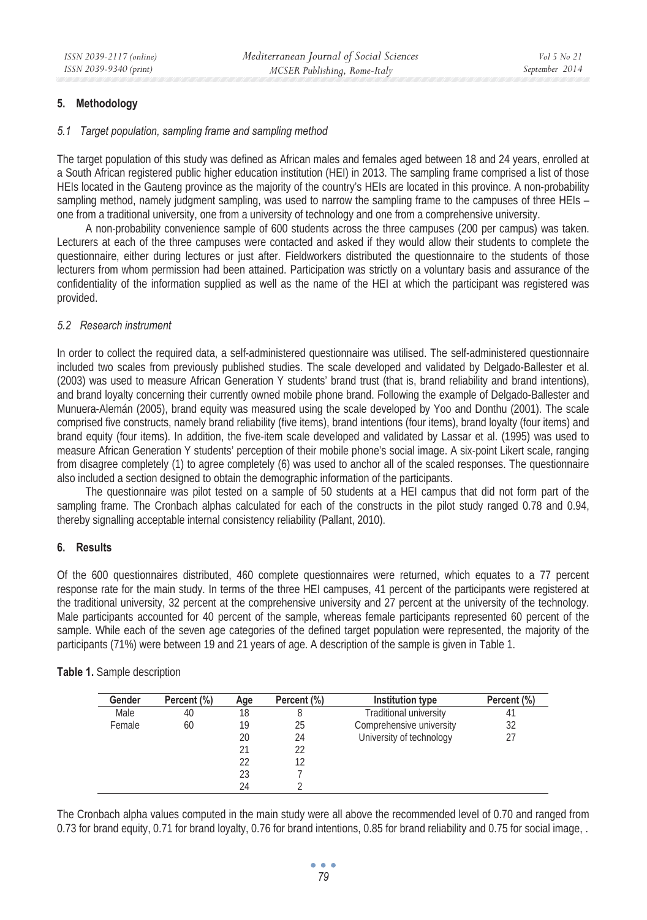## 5. Methodology

### *5.1 Target population, sampling frame and sampling method*

The target population of this study was defined as African males and females aged between 18 and 24 years, enrolled at a South African registered public higher education institution (HEI) in 2013. The sampling frame comprised a list of those HEIs located in the Gauteng province as the majority of the country's HEIs are located in this province. A non-probability sampling method, namely judgment sampling, was used to narrow the sampling frame to the campuses of three HEIs – one from a traditional university, one from a university of technology and one from a comprehensive university.

A non-probability convenience sample of 600 students across the three campuses (200 per campus) was taken. Lecturers at each of the three campuses were contacted and asked if they would allow their students to complete the questionnaire, either during lectures or just after. Fieldworkers distributed the questionnaire to the students of those lecturers from whom permission had been attained. Participation was strictly on a voluntary basis and assurance of the confidentiality of the information supplied as well as the name of the HEI at which the participant was registered was provided.

### *5.2 Research instrument*

In order to collect the required data, a self-administered questionnaire was utilised. The self-administered questionnaire included two scales from previously published studies. The scale developed and validated by Delgado-Ballester et al. (2003) was used to measure African Generation Y students' brand trust (that is, brand reliability and brand intentions), and brand loyalty concerning their currently owned mobile phone brand. Following the example of Delgado-Ballester and Munuera-Alemán (2005), brand equity was measured using the scale developed by Yoo and Donthu (2001). The scale comprised five constructs, namely brand reliability (five items), brand intentions (four items), brand loyalty (four items) and brand equity (four items). In addition, the five-item scale developed and validated by Lassar et al. (1995) was used to measure African Generation Y students' perception of their mobile phone's social image. A six-point Likert scale, ranging from disagree completely (1) to agree completely (6) was used to anchor all of the scaled responses. The questionnaire also included a section designed to obtain the demographic information of the participants.

The questionnaire was pilot tested on a sample of 50 students at a HEI campus that did not form part of the sampling frame. The Cronbach alphas calculated for each of the constructs in the pilot study ranged 0.78 and 0.94, thereby signalling acceptable internal consistency reliability (Pallant, 2010).

## 6. Results

Of the 600 questionnaires distributed, 460 complete questionnaires were returned, which equates to a 77 percent response rate for the main study. In terms of the three HEI campuses, 41 percent of the participants were registered at the traditional university, 32 percent at the comprehensive university and 27 percent at the university of the technology. Male participants accounted for 40 percent of the sample, whereas female participants represented 60 percent of the sample. While each of the seven age categories of the defined target population were represented, the majority of the participants (71%) were between 19 and 21 years of age. A description of the sample is given in Table 1.

**Table 1.** Sample description

| Gender | Percent (%) | Age | Percent (%) | Institution type | Percent (%) |
|---|---|---|---|---|---|
| Male | 40 | 18 | 8 | Traditional university | 41 |
| Female | 60 | 19 | 25 | Comprehensive university | 32 |
| | | 20 | 24 | University of technology | 27 |
| | | 21 | 22 | | |
| | | 22 | 12 | | |
| | | 23 | 7 | | |
| | | 24 | 2 | | |

The Cronbach alpha values computed in the main study were all above the recommended level of 0.70 and ranged from 0.73 for brand equity, 0.71 for brand loyalty, 0.76 for brand intentions, 0.85 for brand reliability and 0.75 for social image, .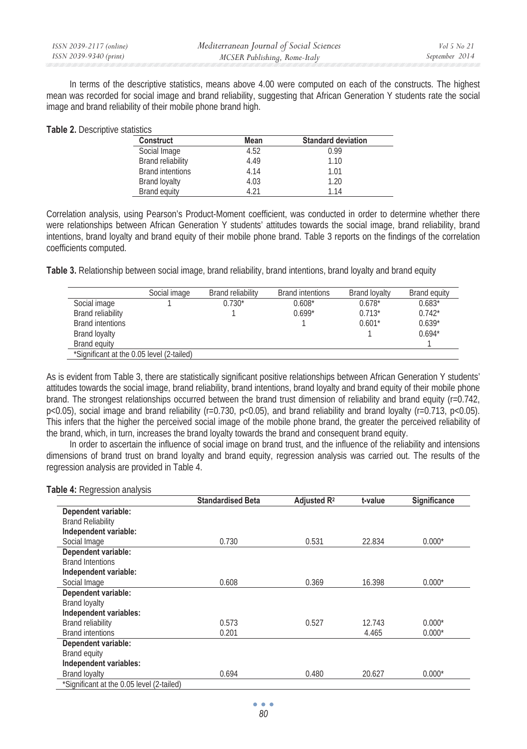In terms of the descriptive statistics, means above 4.00 were computed on each of the constructs. The highest mean was recorded for social image and brand reliability, suggesting that African Generation Y students rate the social image and brand reliability of their mobile phone brand high.

**Table 2.** Descriptive statistics

| Construct | Mean | Standard deviation |
|---|---|---|
| Social Image | 4.52 | 0.99 |
| Brand reliability | 4.49 | 1.10 |
| Brand intentions | 4.14 | 1.01 |
| Brand loyalty | 4.03 | 1.20 |
| Brand equity | 4.21 | 1.14 |

Correlation analysis, using Pearson's Product-Moment coefficient, was conducted in order to determine whether there were relationships between African Generation Y students' attitudes towards the social image, brand reliability, brand intentions, brand loyalty and brand equity of their mobile phone brand. Table 3 reports on the findings of the correlation coefficients computed.

**Table 3.** Relationship between social image, brand reliability, brand intentions, brand loyalty and brand equity

| | Social image | Brand reliability | Brand intentions | Brand loyalty | Brand equity |
|---|---|---|---|---|---|
| Social image | 1 | 0.730* | 0.608* | 0.678* | 0.683* |
| Brand reliability | | 1 | 0.699* | 0.713* | 0.742* |
| Brand intentions | | | 1 | 0.601* | 0.639* |
| Brand loyalty | | | | 1 | 0.694* |
| Brand equity | | | | | 1 |
| *Significant at the 0.05 level (2-tailed) | | | | | |

As is evident from Table 3, there are statistically significant positive relationships between African Generation Y students' attitudes towards the social image, brand reliability, brand intentions, brand loyalty and brand equity of their mobile phone brand. The strongest relationships occurred between the brand trust dimension of reliability and brand equity ($r=0.742$, $p<0.05$), social image and brand reliability ($r=0.730$, $p<0.05$), and brand reliability and brand loyalty ($r=0.713$, $p<0.05$). This infers that the higher the perceived social image of the mobile phone brand, the greater the perceived reliability of the brand, which, in turn, increases the brand loyalty towards the brand and consequent brand equity.

In order to ascertain the influence of social image on brand trust, and the influence of the reliability and intensions dimensions of brand trust on brand loyalty and brand equity, regression analysis was carried out. The results of the regression analysis are provided in Table 4.

**Table 4:** Regression analysis

| | Standardised Beta | Adjusted $R^2$ | t-value | Significance |
|---|---|---|---|---|
| **Dependent variable:** | | | | |
| Brand Reliability | | | | |
| **Independent variable:** | | | | |
| Social Image | 0.730 | 0.531 | 22.834 | 0.000* |
| **Dependent variable:** | | | | |
| Brand Intentions | | | | |
| **Independent variable:** | | | | |
| Social Image | 0.608 | 0.369 | 16.398 | 0.000* |
| **Dependent variable:** | | | | |
| Brand loyalty | | | | |
| **Independent variables:** | | | | |
| Brand reliability | 0.573 | 0.527 | 12.743 | 0.000* |
| Brand intentions | 0.201 | | 4.465 | 0.000* |
| **Dependent variable:** | | | | |
| Brand equity | | | | |
| **Independent variables:** | | | | |
| Brand loyalty | 0.694 | 0.480 | 20.627 | 0.000* |
| *Significant at the 0.05 level (2-tailed) | | | | |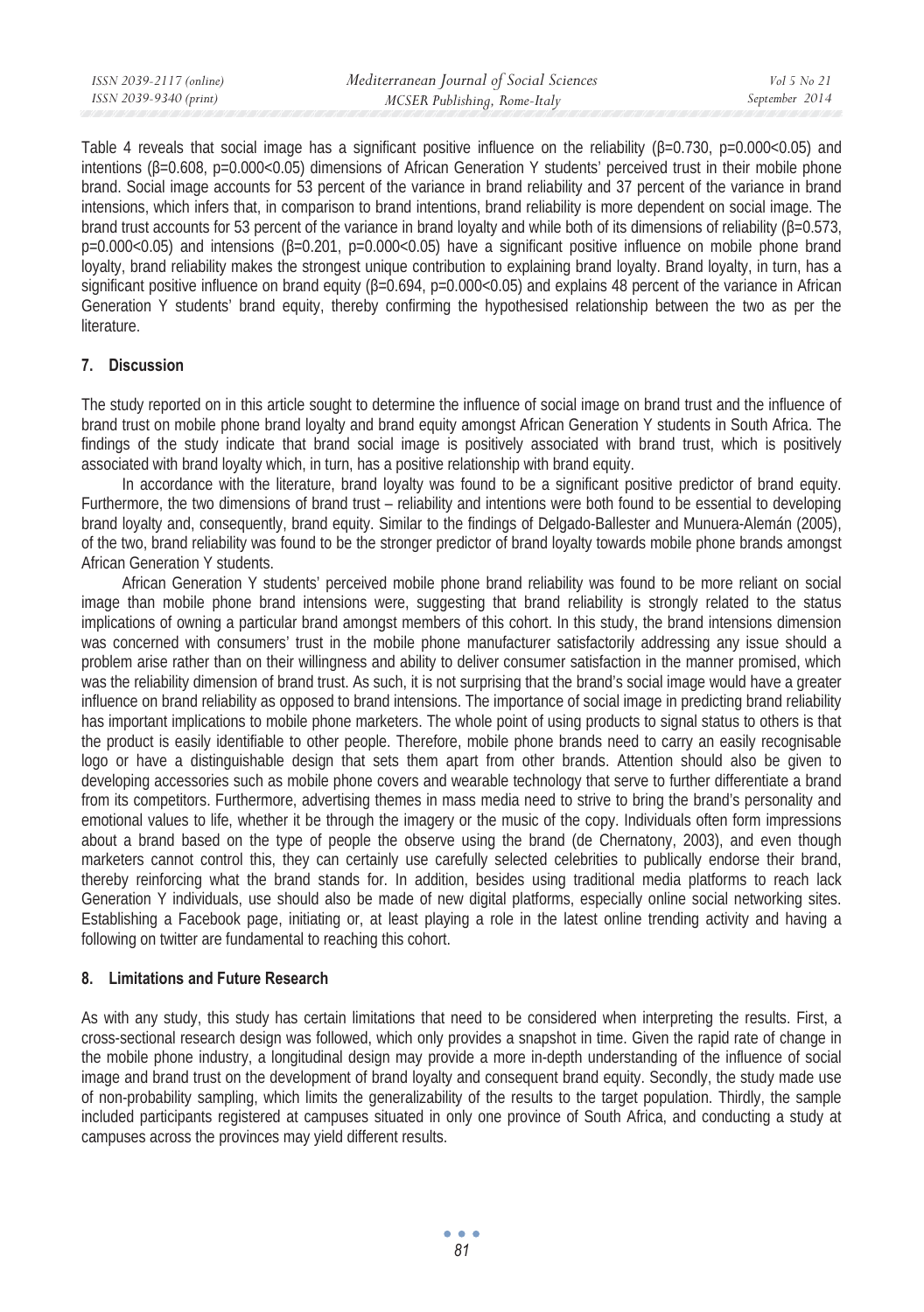Table 4 reveals that social image has a significant positive influence on the reliability ($\beta$=0.730, $p$=0.000<0.05) and intentions ($\beta$=0.608, $p$=0.000<0.05) dimensions of African Generation Y students' perceived trust in their mobile phone brand. Social image accounts for 53 percent of the variance in brand reliability and 37 percent of the variance in brand intensions, which infers that, in comparison to brand intentions, brand reliability is more dependent on social image. The brand trust accounts for 53 percent of the variance in brand loyalty and while both of its dimensions of reliability ($\beta$=0.573, $p$=0.000<0.05) and intensions ($\beta$=0.201, $p$=0.000<0.05) have a significant positive influence on mobile phone brand loyalty, brand reliability makes the strongest unique contribution to explaining brand loyalty. Brand loyalty, in turn, has a significant positive influence on brand equity ($\beta$=0.694, $p$=0.000<0.05) and explains 48 percent of the variance in African Generation Y students' brand equity, thereby confirming the hypothesised relationship between the two as per the literature.

## 7. Discussion

The study reported on in this article sought to determine the influence of social image on brand trust and the influence of brand trust on mobile phone brand loyalty and brand equity amongst African Generation Y students in South Africa. The findings of the study indicate that brand social image is positively associated with brand trust, which is positively associated with brand loyalty which, in turn, has a positive relationship with brand equity.

In accordance with the literature, brand loyalty was found to be a significant positive predictor of brand equity. Furthermore, the two dimensions of brand trust – reliability and intentions were both found to be essential to developing brand loyalty and, consequently, brand equity. Similar to the findings of Delgado-Ballester and Munuera-Alemán (2005), of the two, brand reliability was found to be the stronger predictor of brand loyalty towards mobile phone brands amongst African Generation Y students.

African Generation Y students' perceived mobile phone brand reliability was found to be more reliant on social image than mobile phone brand intensions were, suggesting that brand reliability is strongly related to the status implications of owning a particular brand amongst members of this cohort. In this study, the brand intensions dimension was concerned with consumers' trust in the mobile phone manufacturer satisfactorily addressing any issue should a problem arise rather than on their willingness and ability to deliver consumer satisfaction in the manner promised, which was the reliability dimension of brand trust. As such, it is not surprising that the brand's social image would have a greater influence on brand reliability as opposed to brand intensions. The importance of social image in predicting brand reliability has important implications to mobile phone marketers. The whole point of using products to signal status to others is that the product is easily identifiable to other people. Therefore, mobile phone brands need to carry an easily recognisable logo or have a distinguishable design that sets them apart from other brands. Attention should also be given to developing accessories such as mobile phone covers and wearable technology that serve to further differentiate a brand from its competitors. Furthermore, advertising themes in mass media need to strive to bring the brand's personality and emotional values to life, whether it be through the imagery or the music of the copy. Individuals often form impressions about a brand based on the type of people the observe using the brand (de Chernatony, 2003), and even though marketers cannot control this, they can certainly use carefully selected celebrities to publically endorse their brand, thereby reinforcing what the brand stands for. In addition, besides using traditional media platforms to reach lack Generation Y individuals, use should also be made of new digital platforms, especially online social networking sites. Establishing a Facebook page, initiating or, at least playing a role in the latest online trending activity and having a following on twitter are fundamental to reaching this cohort.

## 8. Limitations and Future Research

As with any study, this study has certain limitations that need to be considered when interpreting the results. First, a cross-sectional research design was followed, which only provides a snapshot in time. Given the rapid rate of change in the mobile phone industry, a longitudinal design may provide a more in-depth understanding of the influence of social image and brand trust on the development of brand loyalty and consequent brand equity. Secondly, the study made use of non-probability sampling, which limits the generalizability of the results to the target population. Thirdly, the sample included participants registered at campuses situated in only one province of South Africa, and conducting a study at campuses across the provinces may yield different results.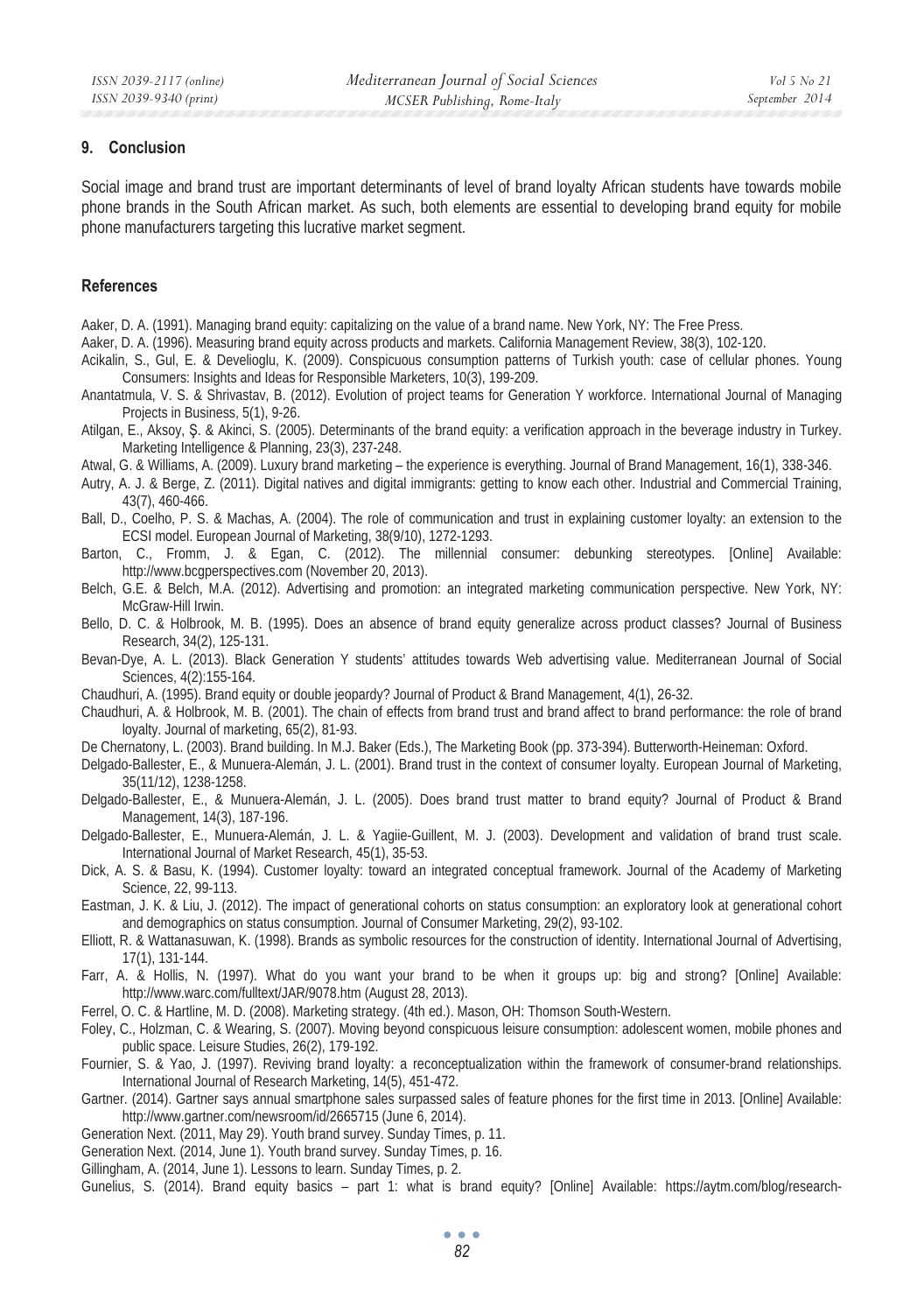## 9. Conclusion

Social image and brand trust are important determinants of level of brand loyalty African students have towards mobile phone brands in the South African market. As such, both elements are essential to developing brand equity for mobile phone manufacturers targeting this lucrative market segment.

## References

Aaker, D. A. (1991). Managing brand equity: capitalizing on the value of a brand name. New York, NY: The Free Press.

Aaker, D. A. (1996). Measuring brand equity across products and markets. California Management Review, 38(3), 102-120.

Acikalin, S., Gul, E. & Develioglu, K. (2009). Conspicuous consumption patterns of Turkish youth: case of cellular phones. Young Consumers: Insights and Ideas for Responsible Marketers, 10(3), 199-209.

Anantatmula, V. S. & Shrivastav, B. (2012). Evolution of project teams for Generation Y workforce. International Journal of Managing Projects in Business, 5(1), 9-26.

Atilgan, E., Aksoy, Ş. & Akinci, S. (2005). Determinants of the brand equity: a verification approach in the beverage industry in Turkey. Marketing Intelligence & Planning, 23(3), 237-248.

Atwal, G. & Williams, A. (2009). Luxury brand marketing – the experience is everything. Journal of Brand Management, 16(1), 338-346.

Autry, A. J. & Berge, Z. (2011). Digital natives and digital immigrants: getting to know each other. Industrial and Commercial Training, 43(7), 460-466.

Ball, D., Coelho, P. S. & Machas, A. (2004). The role of communication and trust in explaining customer loyalty: an extension to the ECSI model. European Journal of Marketing, 38(9/10), 1272-1293.

Barton, C., Fromm, J. & Egan, C. (2012). The millennial consumer: debunking stereotypes. [Online] Available: http://www.bcgperspectives.com (November 20, 2013).

Belch, G.E. & Belch, M.A. (2012). Advertising and promotion: an integrated marketing communication perspective. New York, NY: McGraw-Hill Irwin.

Bello, D. C. & Holbrook, M. B. (1995). Does an absence of brand equity generalize across product classes? Journal of Business Research, 34(2), 125-131.

Bevan-Dye, A. L. (2013). Black Generation Y students' attitudes towards Web advertising value. Mediterranean Journal of Social Sciences, 4(2):155-164.

Chaudhuri, A. (1995). Brand equity or double jeopardy? Journal of Product & Brand Management, 4(1), 26-32.

Chaudhuri, A. & Holbrook, M. B. (2001). The chain of effects from brand trust and brand affect to brand performance: the role of brand loyalty. Journal of marketing, 65(2), 81-93.

De Chernatony, L. (2003). Brand building. In M.J. Baker (Eds.), The Marketing Book (pp. 373-394). Butterworth-Heineman: Oxford.

Delgado-Ballester, E., & Munuera-Alemán, J. L. (2001). Brand trust in the context of consumer loyalty. European Journal of Marketing, 35(11/12), 1238-1258.

Delgado-Ballester, E., & Munuera-Alemán, J. L. (2005). Does brand trust matter to brand equity? Journal of Product & Brand Management, 14(3), 187-196.

Delgado-Ballester, E., Munuera-Alemán, J. L. & Yagiie-Guillent, M. J. (2003). Development and validation of brand trust scale. International Journal of Market Research, 45(1), 35-53.

Dick, A. S. & Basu, K. (1994). Customer loyalty: toward an integrated conceptual framework. Journal of the Academy of Marketing Science, 22, 99-113.

Eastman, J. K. & Liu, J. (2012). The impact of generational cohorts on status consumption: an exploratory look at generational cohort and demographics on status consumption. Journal of Consumer Marketing, 29(2), 93-102.

Elliott, R. & Wattanasuwan, K. (1998). Brands as symbolic resources for the construction of identity. International Journal of Advertising, 17(1), 131-144.

Farr, A. & Hollis, N. (1997). What do you want your brand to be when it groups up: big and strong? [Online] Available: http://www.warc.com/fulltext/JAR/9078.htm (August 28, 2013).

Ferrel, O. C. & Hartline, M. D. (2008). Marketing strategy. (4th ed.). Mason, OH: Thomson South-Western.

Foley, C., Holzman, C. & Wearing, S. (2007). Moving beyond conspicuous leisure consumption: adolescent women, mobile phones and public space. Leisure Studies, 26(2), 179-192.

Fournier, S. & Yao, J. (1997). Reviving brand loyalty: a reconceptualization within the framework of consumer-brand relationships. International Journal of Research Marketing, 14(5), 451-472.

Gartner. (2014). Gartner says annual smartphone sales surpassed sales of feature phones for the first time in 2013. [Online] Available: http://www.gartner.com/newsroom/id/2665715 (June 6, 2014).

Generation Next. (2011, May 29). Youth brand survey. Sunday Times, p. 11.

Generation Next. (2014, June 1). Youth brand survey. Sunday Times, p. 16.

Gillingham, A. (2014, June 1). Lessons to learn. Sunday Times, p. 2.

Gunelius, S. (2014). Brand equity basics – part 1: what is brand equity? [Online] Available: https://aytm.com/blog/research-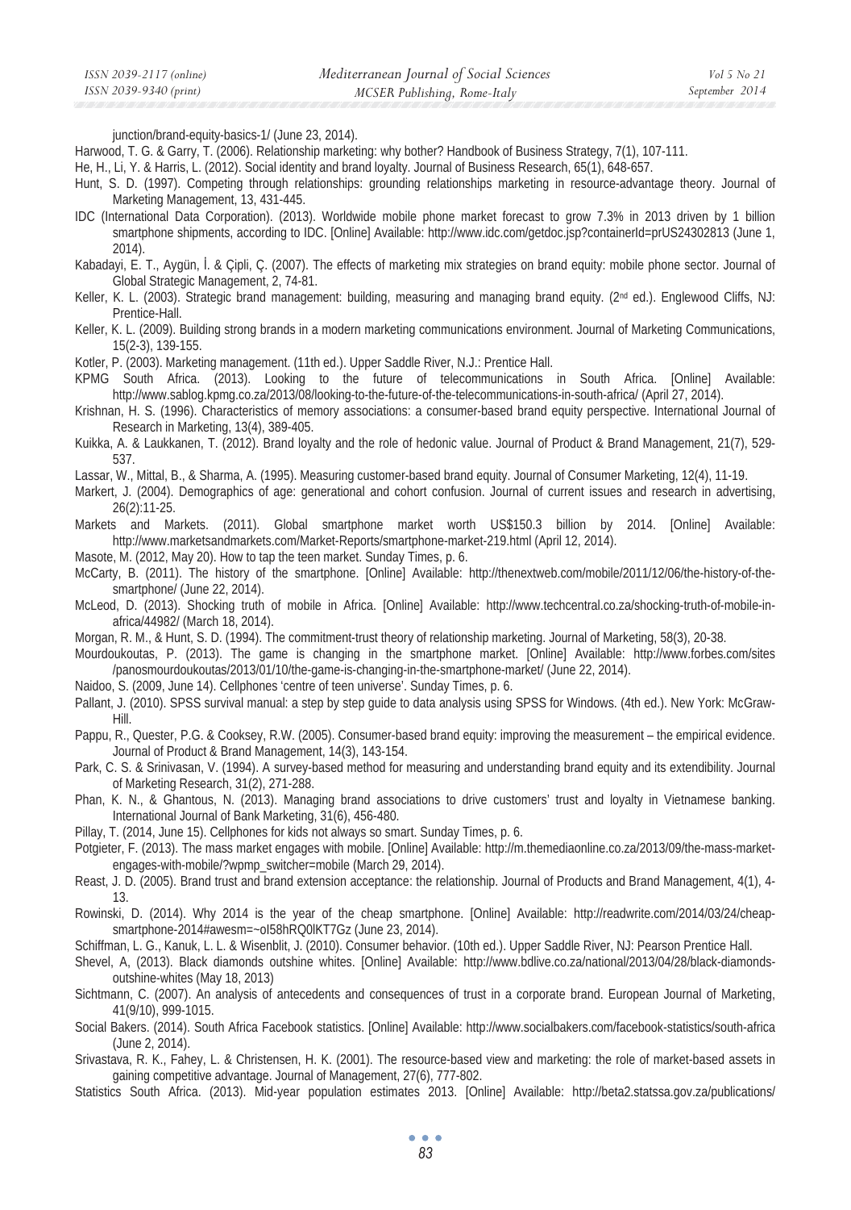junction/brand-equity-basics-1/ (June 23, 2014).

Harwood, T. G. & Garry, T. (2006). Relationship marketing: why bother? Handbook of Business Strategy, 7(1), 107-111.

He, H., Li, Y. & Harris, L. (2012). Social identity and brand loyalty. Journal of Business Research, 65(1), 648-657.

Hunt, S. D. (1997). Competing through relationships: grounding relationships marketing in resource-advantage theory. Journal of Marketing Management, 13, 431-445.

IDC (International Data Corporation). (2013). Worldwide mobile phone market forecast to grow 7.3% in 2013 driven by 1 billion smartphone shipments, according to IDC. [Online] Available: http://www.idc.com/getdoc.jsp?containerId=prUS24302813 (June 1, 2014).

Kabadayi, E. T., Aygün, İ. & Çipli, Ç. (2007). The effects of marketing mix strategies on brand equity: mobile phone sector. Journal of Global Strategic Management, 2, 74-81.

Keller, K. L. (2003). Strategic brand management: building, measuring and managing brand equity. (2nd ed.). Englewood Cliffs, NJ: Prentice-Hall.

Keller, K. L. (2009). Building strong brands in a modern marketing communications environment. Journal of Marketing Communications, 15(2-3), 139-155.

Kotler, P. (2003). Marketing management. (11th ed.). Upper Saddle River, N.J.: Prentice Hall.

KPMG South Africa. (2013). Looking to the future of telecommunications in South Africa. [Online] Available: http://www.sablog.kpmg.co.za/2013/08/looking-to-the-future-of-the-telecommunications-in-south-africa/ (April 27, 2014).

Krishnan, H. S. (1996). Characteristics of memory associations: a consumer-based brand equity perspective. International Journal of Research in Marketing, 13(4), 389-405.

Kuikka, A. & Laukkanen, T. (2012). Brand loyalty and the role of hedonic value. Journal of Product & Brand Management, 21(7), 529-537.

Lassar, W., Mittal, B., & Sharma, A. (1995). Measuring customer-based brand equity. Journal of Consumer Marketing, 12(4), 11-19.

Markert, J. (2004). Demographics of age: generational and cohort confusion. Journal of current issues and research in advertising, 26(2):11-25.

Markets and Markets. (2011). Global smartphone market worth US$150.3 billion by 2014. [Online] Available: http://www.marketsandmarkets.com/Market-Reports/smartphone-market-219.html (April 12, 2014).

Masote, M. (2012, May 20). How to tap the teen market. Sunday Times, p. 6.

McCarty, B. (2011). The history of the smartphone. [Online] Available: http://thenextweb.com/mobile/2011/12/06/the-history-of-the-smartphone/ (June 22, 2014).

McLeod, D. (2013). Shocking truth of mobile in Africa. [Online] Available: http://www.techcentral.co.za/shocking-truth-of-mobile-in-africa/44982/ (March 18, 2014).

Morgan, R. M., & Hunt, S. D. (1994). The commitment-trust theory of relationship marketing. Journal of Marketing, 58(3), 20-38.

Mourdoukoutas, P. (2013). The game is changing in the smartphone market. [Online] Available: http://www.forbes.com/sites /panosmourdoukoutas/2013/01/10/the-game-is-changing-in-the-smartphone-market/ (June 22, 2014).

Naidoo, S. (2009, June 14). Cellphones 'centre of teen universe'. Sunday Times, p. 6.

Pallant, J. (2010). SPSS survival manual: a step by step guide to data analysis using SPSS for Windows. (4th ed.). New York: McGraw-Hill.

Pappu, R., Quester, P.G. & Cooksey, R.W. (2005). Consumer-based brand equity: improving the measurement – the empirical evidence. Journal of Product & Brand Management, 14(3), 143-154.

Park, C. S. & Srinivasan, V. (1994). A survey-based method for measuring and understanding brand equity and its extendibility. Journal of Marketing Research, 31(2), 271-288.

Phan, K. N., & Ghantous, N. (2013). Managing brand associations to drive customers' trust and loyalty in Vietnamese banking. International Journal of Bank Marketing, 31(6), 456-480.

Pillay, T. (2014, June 15). Cellphones for kids not always so smart. Sunday Times, p. 6.

Potgieter, F. (2013). The mass market engages with mobile. [Online] Available: http://m.themediaonline.co.za/2013/09/the-mass-market-engages-with-mobile/?wpmp_switcher=mobile (March 29, 2014).

Reast, J. D. (2005). Brand trust and brand extension acceptance: the relationship. Journal of Products and Brand Management, 4(1), 4-13.

Rowinski, D. (2014). Why 2014 is the year of the cheap smartphone. [Online] Available: http://readwrite.com/2014/03/24/cheap-smartphone-2014#awesm=~oI58hRQ0lKT7Gz (June 23, 2014).

Schiffman, L. G., Kanuk, L. L. & Wisenblit, J. (2010). Consumer behavior. (10th ed.). Upper Saddle River, NJ: Pearson Prentice Hall.

Shevel, A, (2013). Black diamonds outshine whites. [Online] Available: http://www.bdlive.co.za/national/2013/04/28/black-diamonds-outshine-whites (May 18, 2013)

Sichtmann, C. (2007). An analysis of antecedents and consequences of trust in a corporate brand. European Journal of Marketing, 41(9/10), 999-1015.

Social Bakers. (2014). South Africa Facebook statistics. [Online] Available: http://www.socialbakers.com/facebook-statistics/south-africa (June 2, 2014).

Srivastava, R. K., Fahey, L. & Christensen, H. K. (2001). The resource-based view and marketing: the role of market-based assets in gaining competitive advantage. Journal of Management, 27(6), 777-802.

Statistics South Africa. (2013). Mid-year population estimates 2013. [Online] Available: http://beta2.statssa.gov.za/publications/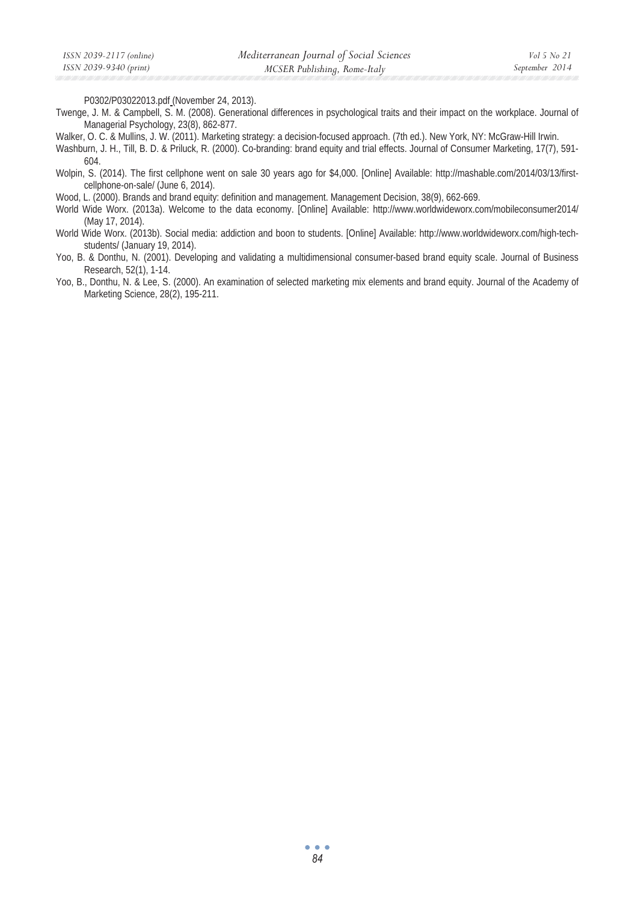P0302/P03022013.pdf (November 24, 2013).

Twenge, J. M. & Campbell, S. M. (2008). Generational differences in psychological traits and their impact on the workplace. Journal of Managerial Psychology, 23(8), 862-877.

Walker, O. C. & Mullins, J. W. (2011). Marketing strategy: a decision-focused approach. (7th ed.). New York, NY: McGraw-Hill Irwin.

Washburn, J. H., Till, B. D. & Priluck, R. (2000). Co-branding: brand equity and trial effects. Journal of Consumer Marketing, 17(7), 591-604.

Wolpin, S. (2014). The first cellphone went on sale 30 years ago for $4,000. [Online] Available: http://mashable.com/2014/03/13/first-cellphone-on-sale/ (June 6, 2014).

Wood, L. (2000). Brands and brand equity: definition and management. Management Decision, 38(9), 662-669.

World Wide Worx. (2013a). Welcome to the data economy. [Online] Available: http://www.worldwideworx.com/mobileconsumer2014/ (May 17, 2014).

World Wide Worx. (2013b). Social media: addiction and boon to students. [Online] Available: http://www.worldwideworx.com/high-tech-students/ (January 19, 2014).

Yoo, B. & Donthu, N. (2001). Developing and validating a multidimensional consumer-based brand equity scale. Journal of Business Research, 52(1), 1-14.

Yoo, B., Donthu, N. & Lee, S. (2000). An examination of selected marketing mix elements and brand equity. Journal of the Academy of Marketing Science, 28(2), 195-211.